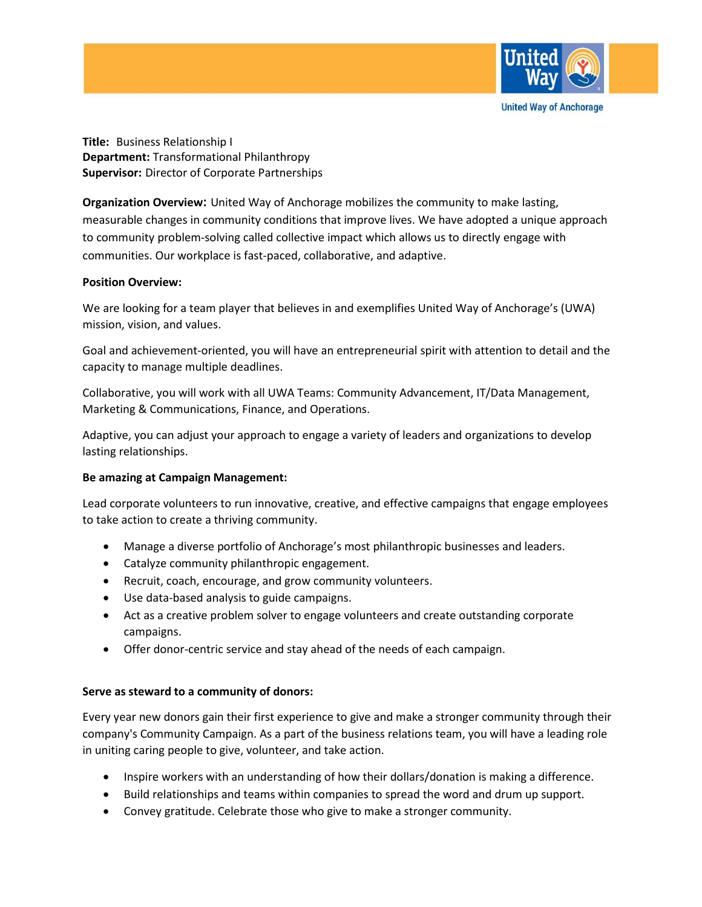**Title:** Business Relationship I
**Department:** Transformational Philanthropy
**Supervisor:** Director of Corporate Partnerships

**Organization Overview:** United Way of Anchorage mobilizes the community to make lasting, measurable changes in community conditions that improve lives. We have adopted a unique approach to community problem-solving called collective impact which allows us to directly engage with communities. Our workplace is fast-paced, collaborative, and adaptive.

**Position Overview:**

We are looking for a team player that believes in and exemplifies United Way of Anchorage's (UWA) mission, vision, and values.

Goal and achievement-oriented, you will have an entrepreneurial spirit with attention to detail and the capacity to manage multiple deadlines.

Collaborative, you will work with all UWA Teams: Community Advancement, IT/Data Management, Marketing & Communications, Finance, and Operations.

Adaptive, you can adjust your approach to engage a variety of leaders and organizations to develop lasting relationships.

**Be amazing at Campaign Management:**

Lead corporate volunteers to run innovative, creative, and effective campaigns that engage employees to take action to create a thriving community.

- Manage a diverse portfolio of Anchorage's most philanthropic businesses and leaders.
- Catalyze community philanthropic engagement.
- Recruit, coach, encourage, and grow community volunteers.
- Use data-based analysis to guide campaigns.
- Act as a creative problem solver to engage volunteers and create outstanding corporate campaigns.
- Offer donor-centric service and stay ahead of the needs of each campaign.

**Serve as steward to a community of donors:**

Every year new donors gain their first experience to give and make a stronger community through their company's Community Campaign. As a part of the business relations team, you will have a leading role in uniting caring people to give, volunteer, and take action.

- Inspire workers with an understanding of how their dollars/donation is making a difference.
- Build relationships and teams within companies to spread the word and drum up support.
- Convey gratitude. Celebrate those who give to make a stronger community.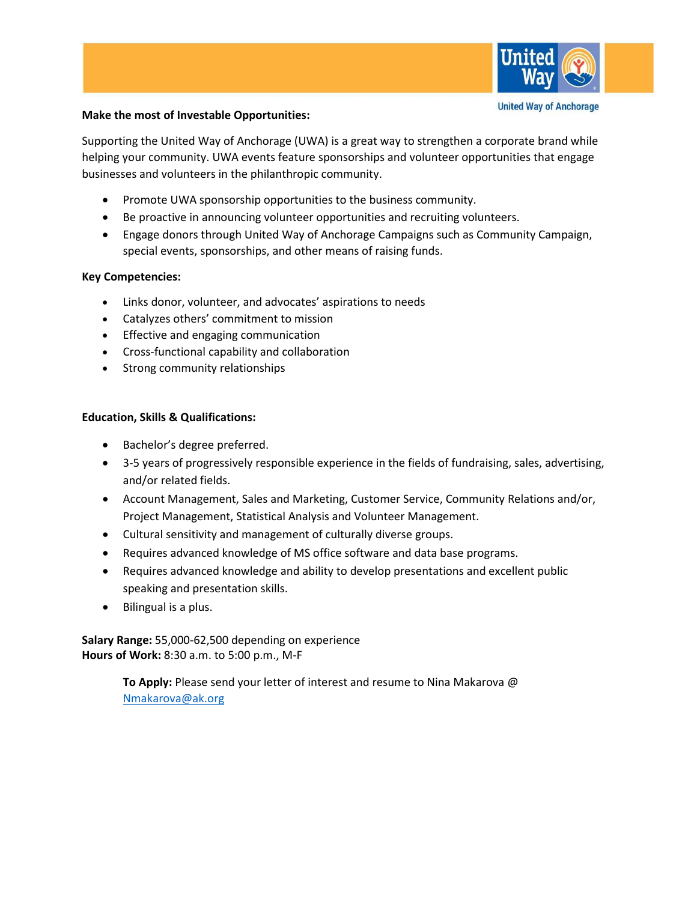**Make the most of Investable Opportunities:**

Supporting the United Way of Anchorage (UWA) is a great way to strengthen a corporate brand while helping your community. UWA events feature sponsorships and volunteer opportunities that engage businesses and volunteers in the philanthropic community.

- Promote UWA sponsorship opportunities to the business community.
- Be proactive in announcing volunteer opportunities and recruiting volunteers.
- Engage donors through United Way of Anchorage Campaigns such as Community Campaign, special events, sponsorships, and other means of raising funds.

**Key Competencies:**

- Links donor, volunteer, and advocates' aspirations to needs
- Catalyzes others' commitment to mission
- Effective and engaging communication
- Cross-functional capability and collaboration
- Strong community relationships

**Education, Skills & Qualifications:**

- Bachelor's degree preferred.
- 3-5 years of progressively responsible experience in the fields of fundraising, sales, advertising, and/or related fields.
- Account Management, Sales and Marketing, Customer Service, Community Relations and/or, Project Management, Statistical Analysis and Volunteer Management.
- Cultural sensitivity and management of culturally diverse groups.
- Requires advanced knowledge of MS office software and data base programs.
- Requires advanced knowledge and ability to develop presentations and excellent public speaking and presentation skills.
- Bilingual is a plus.

**Salary Range:** 55,000-62,500 depending on experience
**Hours of Work:** 8:30 a.m. to 5:00 p.m., M-F

**To Apply:** Please send your letter of interest and resume to Nina Makarova @ Nmakarova@ak.org